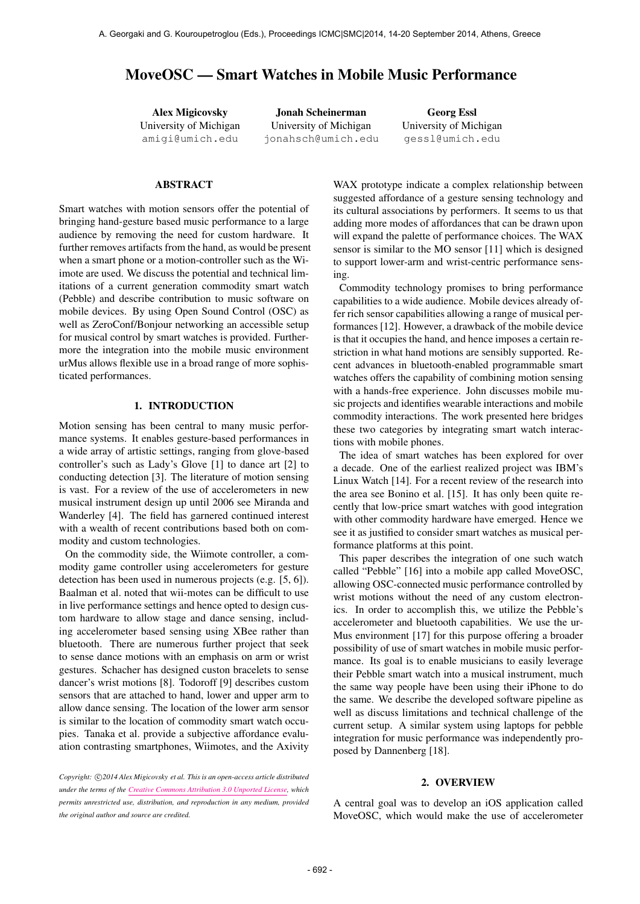# MoveOSC — Smart Watches in Mobile Music Performance

**Alex Migicovsky**
University of Michigan
amigi@umich.edu

**Jonah Scheinerman**
University of Michigan
jonahsch@umich.edu

**Georg Essl**
University of Michigan
gessl@umich.edu

## ABSTRACT

Smart watches with motion sensors offer the potential of bringing hand-gesture based music performance to a large audience by removing the need for custom hardware. It further removes artifacts from the hand, as would be present when a smart phone or a motion-controller such as the Wiimote are used. We discuss the potential and technical limitations of a current generation commodity smart watch (Pebble) and describe contribution to music software on mobile devices. By using Open Sound Control (OSC) as well as ZeroConf/Bonjour networking an accessible setup for musical control by smart watches is provided. Furthermore the integration into the mobile music environment urMus allows flexible use in a broad range of more sophisticated performances.

## 1. INTRODUCTION

Motion sensing has been central to many music performance systems. It enables gesture-based performances in a wide array of artistic settings, ranging from glove-based controller's such as Lady's Glove [1] to dance art [2] to conducting detection [3]. The literature of motion sensing is vast. For a review of the use of accelerometers in new musical instrument design up until 2006 see Miranda and Wanderley [4]. The field has garnered continued interest with a wealth of recent contributions based both on commodity and custom technologies.

On the commodity side, the Wiimote controller, a commodity game controller using accelerometers for gesture detection has been used in numerous projects (e.g. [5, 6]). Baalman et al. noted that wii-motes can be difficult to use in live performance settings and hence opted to design custom hardware to allow stage and dance sensing, including accelerometer based sensing using XBee rather than bluetooth. There are numerous further project that seek to sense dance motions with an emphasis on arm or wrist gestures. Schacher has designed custon bracelets to sense dancer's wrist motions [8]. Todoroff [9] describes custom sensors that are attached to hand, lower and upper arm to allow dance sensing. The location of the lower arm sensor is similar to the location of commodity smart watch occupies. Tanaka et al. provide a subjective affordance evaluation contrasting smartphones, Wiimotes, and the Axivity WAX prototype indicate a complex relationship between suggested affordance of a gesture sensing technology and its cultural associations by performers. It seems to us that adding more modes of affordances that can be drawn upon will expand the palette of performance choices. The WAX sensor is similar to the MO sensor [11] which is designed to support lower-arm and wrist-centric performance sensing.

Commodity technology promises to bring performance capabilities to a wide audience. Mobile devices already offer rich sensor capabilities allowing a range of musical performances [12]. However, a drawback of the mobile device is that it occupies the hand, and hence imposes a certain restriction in what hand motions are sensibly supported. Recent advances in bluetooth-enabled programmable smart watches offers the capability of combining motion sensing with a hands-free experience. John discusses mobile music projects and identifies wearable interactions and mobile commodity interactions. The work presented here bridges these two categories by integrating smart watch interactions with mobile phones.

The idea of smart watches has been explored for over a decade. One of the earliest realized project was IBM's Linux Watch [14]. For a recent review of the research into the area see Bonino et al. [15]. It has only been quite recently that low-price smart watches with good integration with other commodity hardware have emerged. Hence we see it as justified to consider smart watches as musical performance platforms at this point.

This paper describes the integration of one such watch called "Pebble" [16] into a mobile app called MoveOSC, allowing OSC-connected music performance controlled by wrist motions without the need of any custom electronics. In order to accomplish this, we utilize the Pebble's accelerometer and bluetooth capabilities. We use the urMus environment [17] for this purpose offering a broader possibility of use of smart watches in mobile music performance. Its goal is to enable musicians to easily leverage their Pebble smart watch into a musical instrument, much the same way people have been using their iPhone to do the same. We describe the developed software pipeline as well as discuss limitations and technical challenge of the current setup. A similar system using laptops for pebble integration for music performance was independently proposed by Dannenberg [18].

*Copyright: ©2014 Alex Migicovsky et al. This is an open-access article distributed under the terms of the Creative Commons Attribution 3.0 Unported License, which permits unrestricted use, distribution, and reproduction in any medium, provided the original author and source are credited.*

## 2. OVERVIEW

A central goal was to develop an iOS application called MoveOSC, which would make the use of accelerometer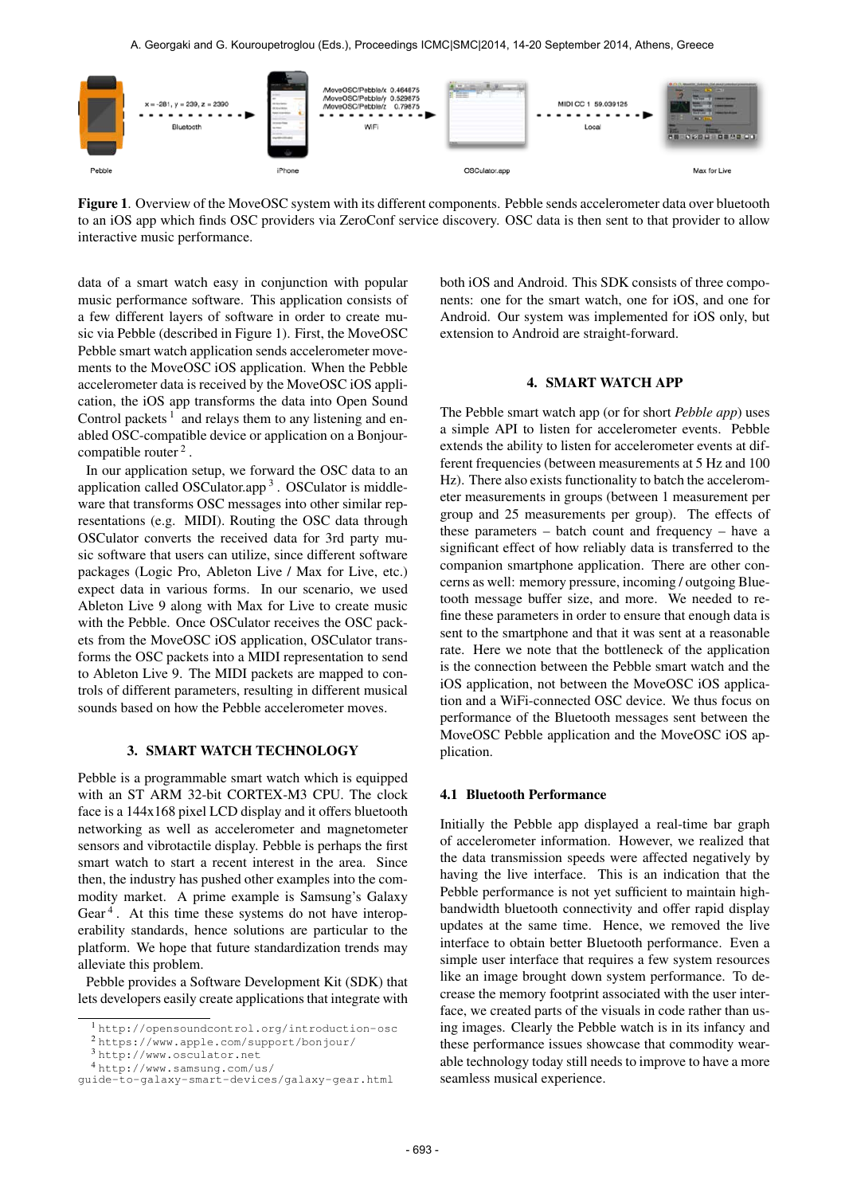**Figure 1**. Overview of the MoveOSC system with its different components. Pebble sends accelerometer data over bluetooth to an iOS app which finds OSC providers via ZeroConf service discovery. OSC data is then sent to that provider to allow interactive music performance.

data of a smart watch easy in conjunction with popular music performance software. This application consists of a few different layers of software in order to create music via Pebble (described in Figure 1). First, the MoveOSC Pebble smart watch application sends accelerometer movements to the MoveOSC iOS application. When the Pebble accelerometer data is received by the MoveOSC iOS application, the iOS app transforms the data into Open Sound Control packets [1] and relays them to any listening and enabled OSC-compatible device or application on a Bonjour-compatible router [2].

In our application setup, we forward the OSC data to an application called OSCulator.app [3]. OSCulator is middleware that transforms OSC messages into other similar representations (e.g. MIDI). Routing the OSC data through OSCulator converts the received data for 3rd party music software that users can utilize, since different software packages (Logic Pro, Ableton Live / Max for Live, etc.) expect data in various forms. In our scenario, we used Ableton Live 9 along with Max for Live to create music with the Pebble. Once OSCulator receives the OSC packets from the MoveOSC iOS application, OSCulator transforms the OSC packets into a MIDI representation to send to Ableton Live 9. The MIDI packets are mapped to controls of different parameters, resulting in different musical sounds based on how the Pebble accelerometer moves.

## 3. SMART WATCH TECHNOLOGY

Pebble is a programmable smart watch which is equipped with an ST ARM 32-bit CORTEX-M3 CPU. The clock face is a 144x168 pixel LCD display and it offers bluetooth networking as well as accelerometer and magnetometer sensors and vibrotactile display. Pebble is perhaps the first smart watch to start a recent interest in the area. Since then, the industry has pushed other examples into the commodity market. A prime example is Samsung's Galaxy Gear [4]. At this time these systems do not have interoperability standards, hence solutions are particular to the platform. We hope that future standardization trends may alleviate this problem.

Pebble provides a Software Development Kit (SDK) that lets developers easily create applications that integrate with both iOS and Android. This SDK consists of three components: one for the smart watch, one for iOS, and one for Android. Our system was implemented for iOS only, but extension to Android are straight-forward.

## 4. SMART WATCH APP

The Pebble smart watch app (or for short *Pebble app*) uses a simple API to listen for accelerometer events. Pebble extends the ability to listen for accelerometer events at different frequencies (between measurements at 5 Hz and 100 Hz). There also exists functionality to batch the accelerometer measurements in groups (between 1 measurement per group and 25 measurements per group). The effects of these parameters – batch count and frequency – have a significant effect of how reliably data is transferred to the companion smartphone application. There are other concerns as well: memory pressure, incoming / outgoing Bluetooth message buffer size, and more. We needed to refine these parameters in order to ensure that enough data is sent to the smartphone and that it was sent at a reasonable rate. Here we note that the bottleneck of the application is the connection between the Pebble smart watch and the iOS application, not between the MoveOSC iOS application and a WiFi-connected OSC device. We thus focus on performance of the Bluetooth messages sent between the MoveOSC Pebble application and the MoveOSC iOS application.

### 4.1 Bluetooth Performance

Initially the Pebble app displayed a real-time bar graph of accelerometer information. However, we realized that the data transmission speeds were affected negatively by having the live interface. This is an indication that the Pebble performance is not yet sufficient to maintain high-bandwidth bluetooth connectivity and offer rapid display updates at the same time. Hence, we removed the live interface to obtain better Bluetooth performance. Even a simple user interface that requires a few system resources like an image brought down system performance. To decrease the memory footprint associated with the user interface, we created parts of the visuals in code rather than using images. Clearly the Pebble watch is in its infancy and these performance issues showcase that commodity wearable technology today still needs to improve to have a more seamless musical experience.

---

[1] http://opensoundcontrol.org/introduction-osc
[2] https://www.apple.com/support/bonjour/
[3] http://www.osculator.net
[4] http://www.samsung.com/us/guide-to-galaxy-smart-devices/galaxy-gear.html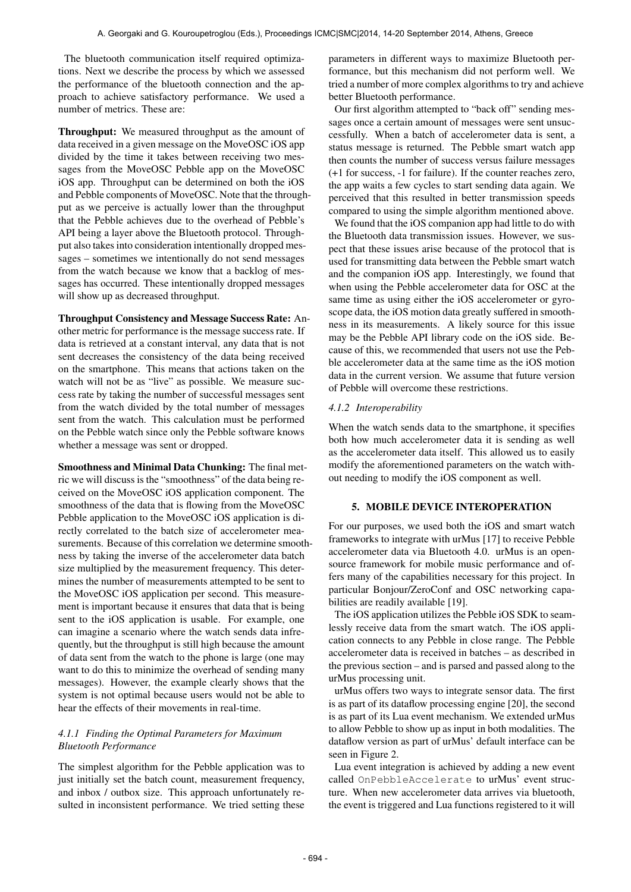The bluetooth communication itself required optimizations. Next we describe the process by which we assessed the performance of the bluetooth connection and the approach to achieve satisfactory performance. We used a number of metrics. These are:

**Throughput:** We measured throughput as the amount of data received in a given message on the MoveOSC iOS app divided by the time it takes between receiving two messages from the MoveOSC Pebble app on the MoveOSC iOS app. Throughput can be determined on both the iOS and Pebble components of MoveOSC. Note that the throughput as we perceive is actually lower than the throughput that the Pebble achieves due to the overhead of Pebble's API being a layer above the Bluetooth protocol. Throughput also takes into consideration intentionally dropped messages – sometimes we intentionally do not send messages from the watch because we know that a backlog of messages has occurred. These intentionally dropped messages will show up as decreased throughput.

**Throughput Consistency and Message Success Rate:** Another metric for performance is the message success rate. If data is retrieved at a constant interval, any data that is not sent decreases the consistency of the data being received on the smartphone. This means that actions taken on the watch will not be as "live" as possible. We measure success rate by taking the number of successful messages sent from the watch divided by the total number of messages sent from the watch. This calculation must be performed on the Pebble watch since only the Pebble software knows whether a message was sent or dropped.

**Smoothness and Minimal Data Chunking:** The final metric we will discuss is the "smoothness" of the data being received on the MoveOSC iOS application component. The smoothness of the data that is flowing from the MoveOSC Pebble application to the MoveOSC iOS application is directly correlated to the batch size of accelerometer measurements. Because of this correlation we determine smoothness by taking the inverse of the accelerometer data batch size multiplied by the measurement frequency. This determines the number of measurements attempted to be sent to the MoveOSC iOS application per second. This measurement is important because it ensures that data that is being sent to the iOS application is usable. For example, one can imagine a scenario where the watch sends data infrequently, but the throughput is still high because the amount of data sent from the watch to the phone is large (one may want to do this to minimize the overhead of sending many messages). However, the example clearly shows that the system is not optimal because users would not be able to hear the effects of their movements in real-time.

#### *4.1.1 Finding the Optimal Parameters for Maximum Bluetooth Performance*

The simplest algorithm for the Pebble application was to just initially set the batch count, measurement frequency, and inbox / outbox size. This approach unfortunately resulted in inconsistent performance. We tried setting these parameters in different ways to maximize Bluetooth performance, but this mechanism did not perform well. We tried a number of more complex algorithms to try and achieve better Bluetooth performance.

Our first algorithm attempted to "back off" sending messages once a certain amount of messages were sent unsuccessfully. When a batch of accelerometer data is sent, a status message is returned. The Pebble smart watch app then counts the number of success versus failure messages (+1 for success, -1 for failure). If the counter reaches zero, the app waits a few cycles to start sending data again. We perceived that this resulted in better transmission speeds compared to using the simple algorithm mentioned above.

We found that the iOS companion app had little to do with the Bluetooth data transmission issues. However, we suspect that these issues arise because of the protocol that is used for transmitting data between the Pebble smart watch and the companion iOS app. Interestingly, we found that when using the Pebble accelerometer data for OSC at the same time as using either the iOS accelerometer or gyroscope data, the iOS motion data greatly suffered in smoothness in its measurements. A likely source for this issue may be the Pebble API library code on the iOS side. Because of this, we recommended that users not use the Pebble accelerometer data at the same time as the iOS motion data in the current version. We assume that future version of Pebble will overcome these restrictions.

#### *4.1.2 Interoperability*

When the watch sends data to the smartphone, it specifies both how much accelerometer data it is sending as well as the accelerometer data itself. This allowed us to easily modify the aforementioned parameters on the watch without needing to modify the iOS component as well.

## 5. MOBILE DEVICE INTEROPERATION

For our purposes, we used both the iOS and smart watch frameworks to integrate with urMus [17] to receive Pebble accelerometer data via Bluetooth 4.0. urMus is an open-source framework for mobile music performance and offers many of the capabilities necessary for this project. In particular Bonjour/ZeroConf and OSC networking capabilities are readily available [19].

The iOS application utilizes the Pebble iOS SDK to seamlessly receive data from the smart watch. The iOS application connects to any Pebble in close range. The Pebble accelerometer data is received in batches – as described in the previous section – and is parsed and passed along to the urMus processing unit.

urMus offers two ways to integrate sensor data. The first is as part of its dataflow processing engine [20], the second is as part of its Lua event mechanism. We extended urMus to allow Pebble to show up as input in both modalities. The dataflow version as part of urMus' default interface can be seen in Figure 2.

Lua event integration is achieved by adding a new event called `OnPebbleAccelerate` to urMus' event structure. When new accelerometer data arrives via bluetooth, the event is triggered and Lua functions registered to it will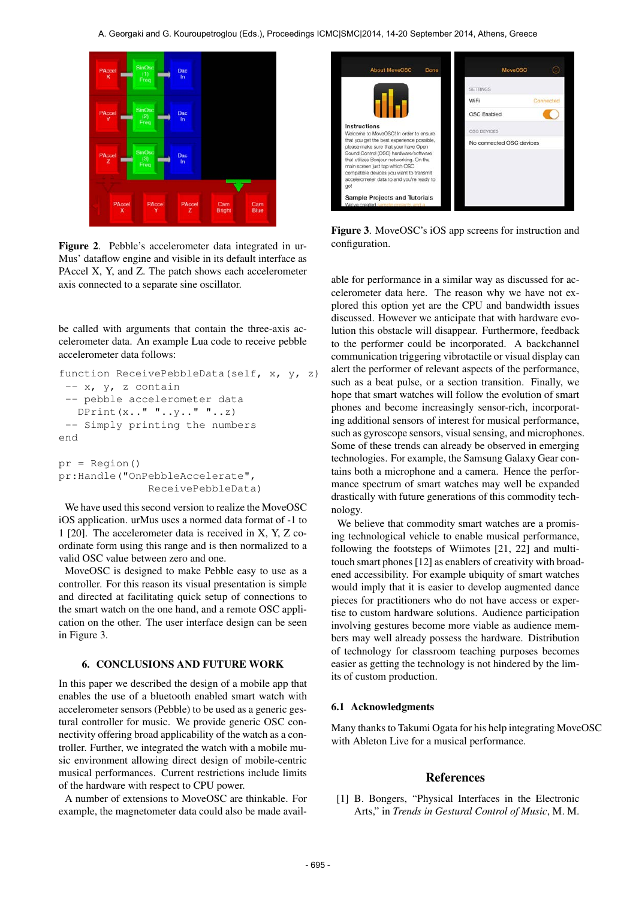**Figure 2**. Pebble's accelerometer data integrated in urMus' dataflow engine and visible in its default interface as PAccel X, Y, and Z. The patch shows each accelerometer axis connected to a separate sine oscillator.

be called with arguments that contain the three-axis accelerometer data. An example Lua code to receive pebble accelerometer data follows:

```
function ReceivePebbleData(self, x, y, z)
  -- x, y, z contain
  -- pebble accelerometer data
    DPrint(x.." "..y.." "..z)
  -- Simply printing the numbers
end

pr = Region()
pr:Handle("OnPebbleAccelerate",
                        ReceivePebbleData)
```

We have used this second version to realize the MoveOSC iOS application. urMus uses a normed data format of -1 to 1 [20]. The accelerometer data is received in X, Y, Z coordinate form using this range and is then normalized to a valid OSC value between zero and one.

MoveOSC is designed to make Pebble easy to use as a controller. For this reason its visual presentation is simple and directed at facilitating quick setup of connections to the smart watch on the one hand, and a remote OSC application on the other. The user interface design can be seen in Figure 3.

**Figure 3**. MoveOSC's iOS app screens for instruction and configuration.

## 6. CONCLUSIONS AND FUTURE WORK

In this paper we described the design of a mobile app that enables the use of a bluetooth enabled smart watch with accelerometer sensors (Pebble) to be used as a generic gestural controller for music. We provide generic OSC connectivity offering broad applicability of the watch as a controller. Further, we integrated the watch with a mobile music environment allowing direct design of mobile-centric musical performances. Current restrictions include limits of the hardware with respect to CPU power.

A number of extensions to MoveOSC are thinkable. For example, the magnetometer data could also be made available for performance in a similar way as discussed for accelerometer data here. The reason why we have not explored this option yet are the CPU and bandwidth issues discussed. However we anticipate that with hardware evolution this obstacle will disappear. Furthermore, feedback to the performer could be incorporated. A backchannel communication triggering vibrotactile or visual display can alert the performer of relevant aspects of the performance, such as a beat pulse, or a section transition. Finally, we hope that smart watches will follow the evolution of smart phones and become increasingly sensor-rich, incorporating additional sensors of interest for musical performance, such as gyroscope sensors, visual sensing, and microphones. Some of these trends can already be observed in emerging technologies. For example, the Samsung Galaxy Gear contains both a microphone and a camera. Hence the performance spectrum of smart watches may well be expanded drastically with future generations of this commodity technology.

We believe that commodity smart watches are a promising technological vehicle to enable musical performance, following the footsteps of Wiimotes [21, 22] and multitouch smart phones [12] as enablers of creativity with broadened accessibility. For example ubiquity of smart watches would imply that it is easier to develop augmented dance pieces for practitioners who do not have access or expertise to custom hardware solutions. Audience participation involving gestures become more viable as audience members may well already possess the hardware. Distribution of technology for classroom teaching purposes becomes easier as getting the technology is not hindered by the limits of custom production.

### 6.1 Acknowledgments

Many thanks to Takumi Ogata for his help integrating MoveOSC with Ableton Live for a musical performance.

## References

[1] B. Bongers, "Physical Interfaces in the Electronic Arts," in *Trends in Gestural Control of Music*, M. M.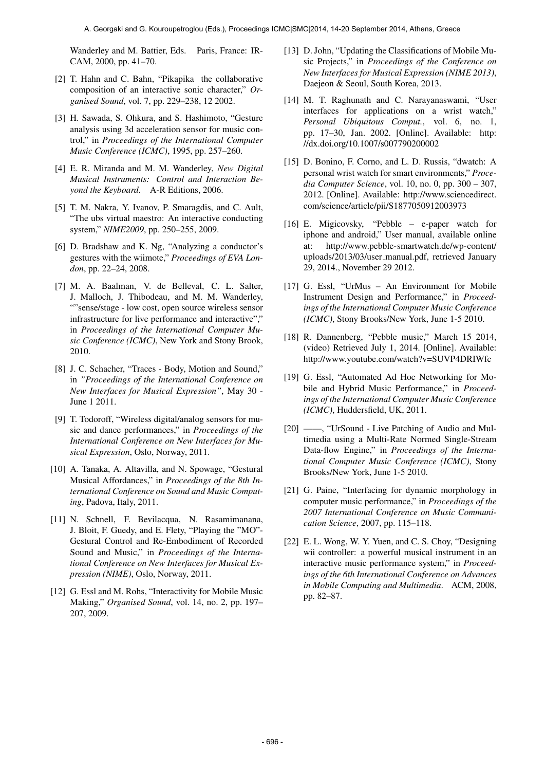Wanderley and M. Battier, Eds. Paris, France: IRCAM, 2000, pp. 41–70.

[2] T. Hahn and C. Bahn, "Pikapika the collaborative composition of an interactive sonic character," *Organised Sound*, vol. 7, pp. 229–238, 12 2002.

[3] H. Sawada, S. Ohkura, and S. Hashimoto, "Gesture analysis using 3d acceleration sensor for music control," in *Proceedings of the International Computer Music Conference (ICMC)*, 1995, pp. 257–260.

[4] E. R. Miranda and M. M. Wanderley, *New Digital Musical Instruments: Control and Interaction Beyond the Keyboard*. A-R Editions, 2006.

[5] T. M. Nakra, Y. Ivanov, P. Smaragdis, and C. Ault, "The ubs virtual maestro: An interactive conducting system," *NIME2009*, pp. 250–255, 2009.

[6] D. Bradshaw and K. Ng, "Analyzing a conductor's gestures with the wiimote," *Proceedings of EVA London*, pp. 22–24, 2008.

[7] M. A. Baalman, V. de Belleval, C. L. Salter, J. Malloch, J. Thibodeau, and M. M. Wanderley, ""sense/stage - low cost, open source wireless sensor infrastructure for live performance and interactive"," in *Proceedings of the International Computer Music Conference (ICMC)*, New York and Stony Brook, 2010.

[8] J. C. Schacher, "Traces - Body, Motion and Sound," in *"Proceedings of the International Conference on New Interfaces for Musical Expression"*, May 30 - June 1 2011.

[9] T. Todoroff, "Wireless digital/analog sensors for music and dance performances," in *Proceedings of the International Conference on New Interfaces for Musical Expression*, Oslo, Norway, 2011.

[10] A. Tanaka, A. Altavilla, and N. Spowage, "Gestural Musical Affordances," in *Proceedings of the 8th International Conference on Sound and Music Computing*, Padova, Italy, 2011.

[11] N. Schnell, F. Bevilacqua, N. Rasamimanana, J. Bloit, F. Guedy, and E. Flety, "Playing the "MO"-Gestural Control and Re-Embodiment of Recorded Sound and Music," in *Proceedings of the International Conference on New Interfaces for Musical Expression (NIME)*, Oslo, Norway, 2011.

[12] G. Essl and M. Rohs, "Interactivity for Mobile Music Making," *Organised Sound*, vol. 14, no. 2, pp. 197–207, 2009.

[13] D. John, "Updating the Classifications of Mobile Music Projects," in *Proceedings of the Conference on New Interfaces for Musical Expression (NIME 2013)*, Daejeon & Seoul, South Korea, 2013.

[14] M. T. Raghunath and C. Narayanaswami, "User interfaces for applications on a wrist watch," *Personal Ubiquitous Comput.*, vol. 6, no. 1, pp. 17–30, Jan. 2002. [Online]. Available: http://dx.doi.org/10.1007/s007790200002

[15] D. Bonino, F. Corno, and L. D. Russis, "dwatch: A personal wrist watch for smart environments," *Procedia Computer Science*, vol. 10, no. 0, pp. 300 – 307, 2012. [Online]. Available: http://www.sciencedirect.com/science/article/pii/S1877050912003973

[16] E. Migicovsky, "Pebble – e-paper watch for iphone and android," User manual, available online at: http://www.pebble-smartwatch.de/wp-content/uploads/2013/03/user_manual.pdf, retrieved January 29, 2014., November 29 2012.

[17] G. Essl, "UrMus – An Environment for Mobile Instrument Design and Performance," in *Proceedings of the International Computer Music Conference (ICMC)*, Stony Brooks/New York, June 1-5 2010.

[18] R. Dannenberg, "Pebble music," March 15 2014, (video) Retrieved July 1, 2014. [Online]. Available: http://www.youtube.com/watch?v=SUVP4DRIWfc

[19] G. Essl, "Automated Ad Hoc Networking for Mobile and Hybrid Music Performance," in *Proceedings of the International Computer Music Conference (ICMC)*, Huddersfield, UK, 2011.

[20] ——, "UrSound - Live Patching of Audio and Multimedia using a Multi-Rate Normed Single-Stream Data-flow Engine," in *Proceedings of the International Computer Music Conference (ICMC)*, Stony Brooks/New York, June 1-5 2010.

[21] G. Paine, "Interfacing for dynamic morphology in computer music performance," in *Proceedings of the 2007 International Conference on Music Communication Science*, 2007, pp. 115–118.

[22] E. L. Wong, W. Y. Yuen, and C. S. Choy, "Designing wii controller: a powerful musical instrument in an interactive music performance system," in *Proceedings of the 6th International Conference on Advances in Mobile Computing and Multimedia*. ACM, 2008, pp. 82–87.